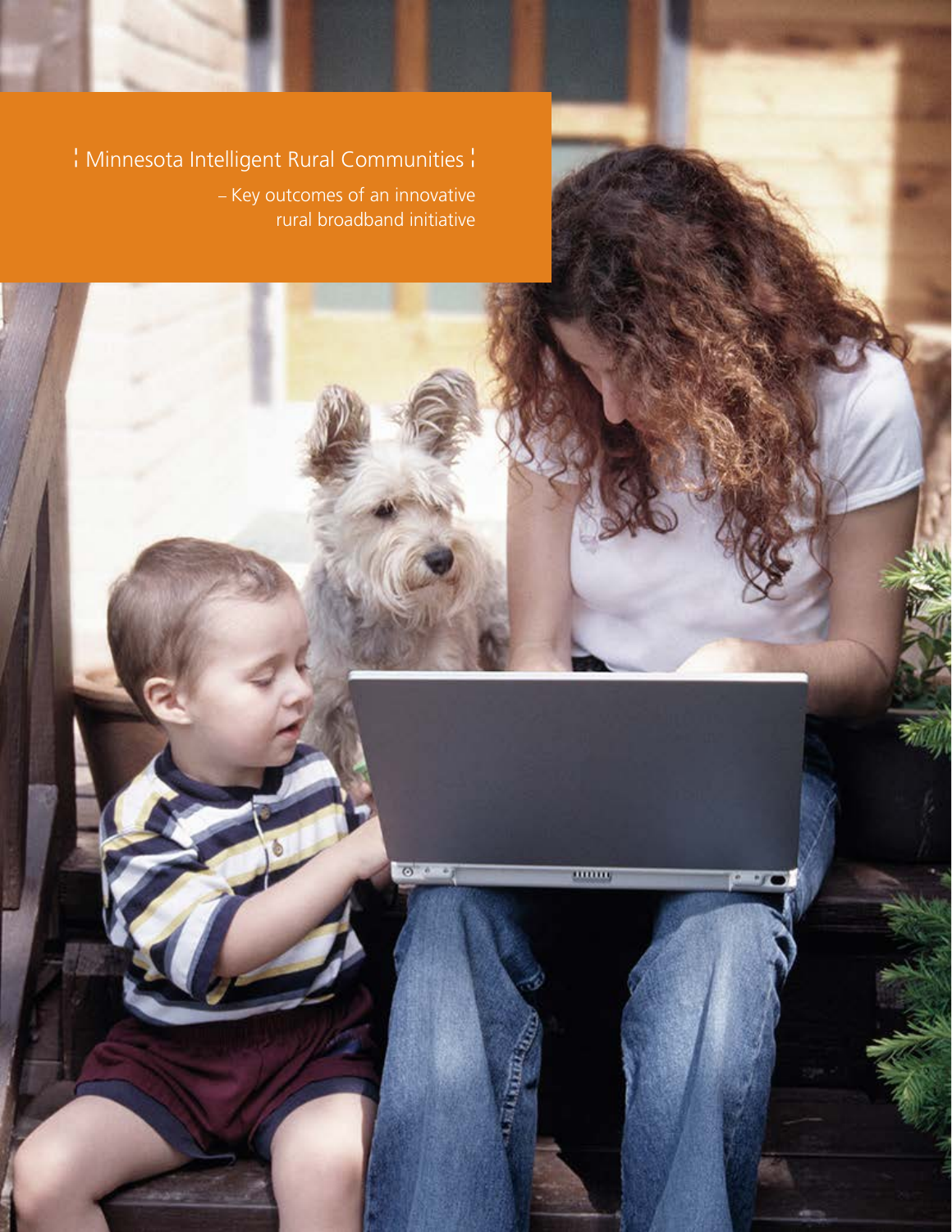# ¦ Minnesota Intelligent Rural Communities ¦

– Key outcomes of an innovative rural broadband initiative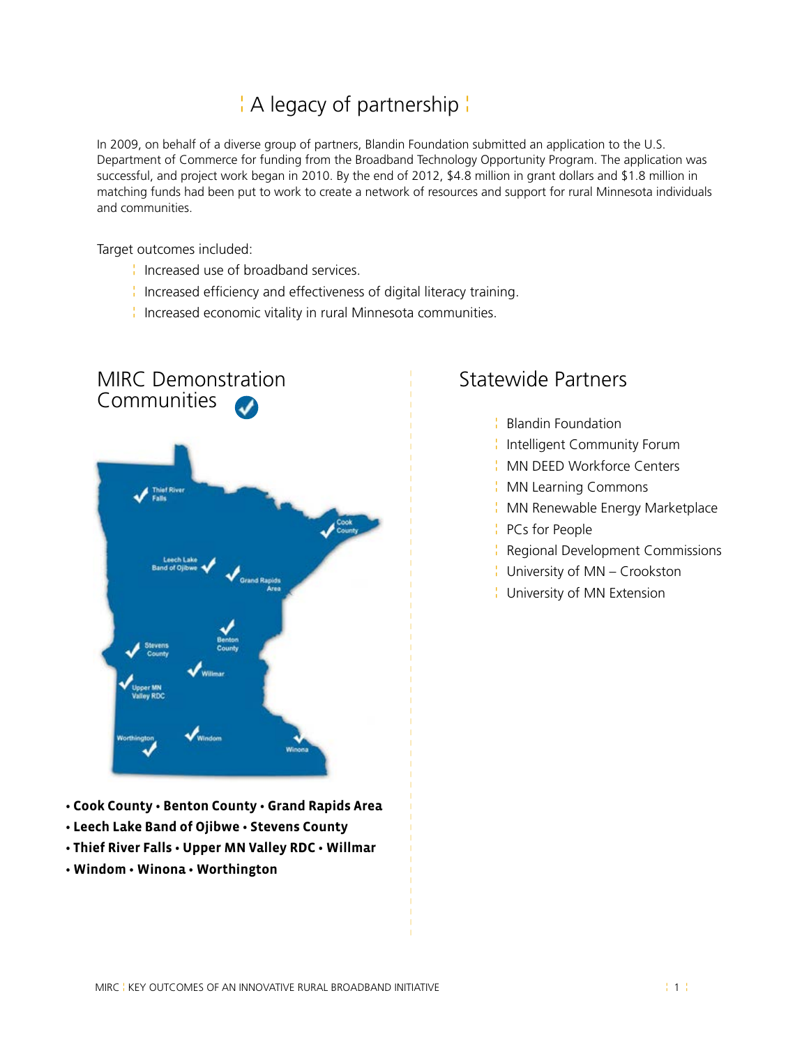# A legacy of partnership

In 2009, on behalf of a diverse group of partners, Blandin Foundation submitted an application to the U.S. Department of Commerce for funding from the Broadband Technology Opportunity Program. The application was successful, and project work began in 2010. By the end of 2012, $4.8 million in grant dollars and $1.8 million in matching funds had been put to work to create a network of resources and support for rural Minnesota individuals and communities.

Target outcomes included:

- Increased use of broadband services.
- Increased efficiency and effectiveness of digital literacy training.
- Increased economic vitality in rural Minnesota communities.

## MIRC Demonstration Communities

- **Cook County** • **Benton County** • **Grand Rapids Area**
- **Leech Lake Band of Ojibwe** • **Stevens County**
- **Thief River Falls** • **Upper MN Valley RDC** • **Willmar**
- **Windom** • **Winona** • **Worthington**

## Statewide Partners

- Blandin Foundation
- Intelligent Community Forum
- MN DEED Workforce Centers
- MN Learning Commons
- MN Renewable Energy Marketplace
- PCs for People
- Regional Development Commissions
- University of MN – Crookston
- University of MN Extension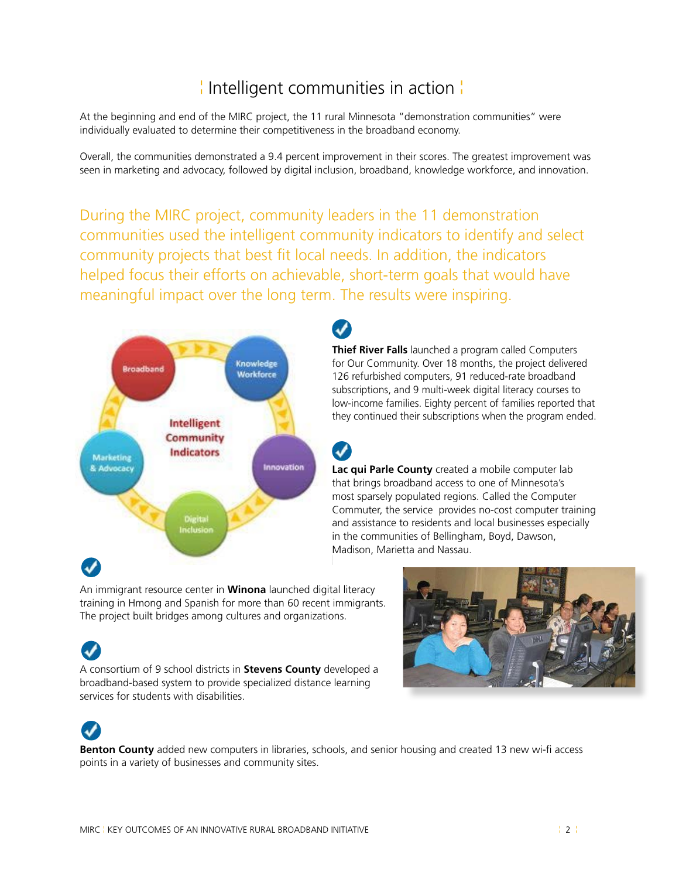# Intelligent communities in action

At the beginning and end of the MIRC project, the 11 rural Minnesota "demonstration communities" were individually evaluated to determine their competitiveness in the broadband economy.

Overall, the communities demonstrated a 9.4 percent improvement in their scores. The greatest improvement was seen in marketing and advocacy, followed by digital inclusion, broadband, knowledge workforce, and innovation.

During the MIRC project, community leaders in the 11 demonstration communities used the intelligent community indicators to identify and select community projects that best fit local needs. In addition, the indicators helped focus their efforts on achievable, short-term goals that would have meaningful impact over the long term. The results were inspiring.

Intelligent Community Indicators: Broadband, Knowledge Workforce, Innovation, Digital Inclusion, Marketing & Advocacy

**Thief River Falls** launched a program called Computers for Our Community. Over 18 months, the project delivered 126 refurbished computers, 91 reduced-rate broadband subscriptions, and 9 multi-week digital literacy courses to low-income families. Eighty percent of families reported that they continued their subscriptions when the program ended.

**Lac qui Parle County** created a mobile computer lab that brings broadband access to one of Minnesota's most sparsely populated regions. Called the Computer Commuter, the service provides no-cost computer training and assistance to residents and local businesses especially in the communities of Bellingham, Boyd, Dawson, Madison, Marietta and Nassau.

An immigrant resource center in **Winona** launched digital literacy training in Hmong and Spanish for more than 60 recent immigrants. The project built bridges among cultures and organizations.

A consortium of 9 school districts in **Stevens County** developed a broadband-based system to provide specialized distance learning services for students with disabilities.

**Benton County** added new computers in libraries, schools, and senior housing and created 13 new wi-fi access points in a variety of businesses and community sites.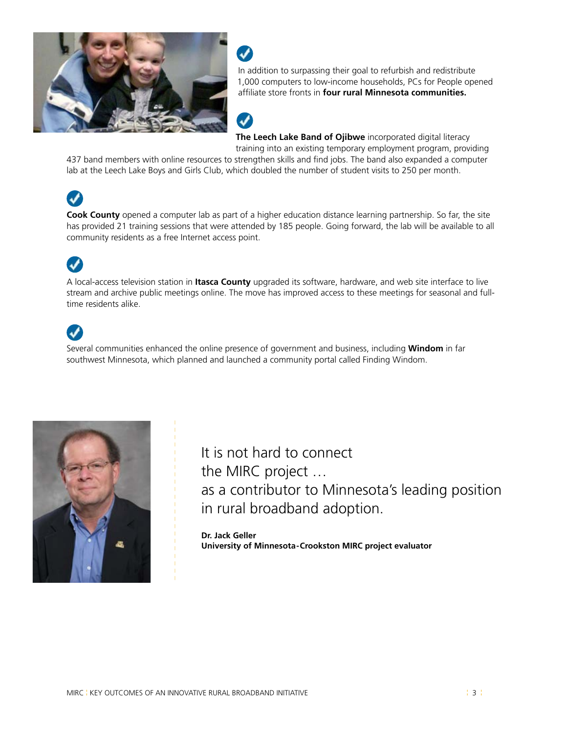In addition to surpassing their goal to refurbish and redistribute 1,000 computers to low-income households, PCs for People opened affiliate store fronts in **four rural Minnesota communities.**

**The Leech Lake Band of Ojibwe** incorporated digital literacy training into an existing temporary employment program, providing 437 band members with online resources to strengthen skills and find jobs. The band also expanded a computer lab at the Leech Lake Boys and Girls Club, which doubled the number of student visits to 250 per month.

**Cook County** opened a computer lab as part of a higher education distance learning partnership. So far, the site has provided 21 training sessions that were attended by 185 people. Going forward, the lab will be available to all community residents as a free Internet access point.

A local-access television station in **Itasca County** upgraded its software, hardware, and web site interface to live stream and archive public meetings online. The move has improved access to these meetings for seasonal and full-time residents alike.

Several communities enhanced the online presence of government and business, including **Windom** in far southwest Minnesota, which planned and launched a community portal called Finding Windom.

> It is not hard to connect the MIRC project … as a contributor to Minnesota's leading position in rural broadband adoption.
>
> **Dr. Jack Geller**
> **University of Minnesota-Crookston MIRC project evaluator**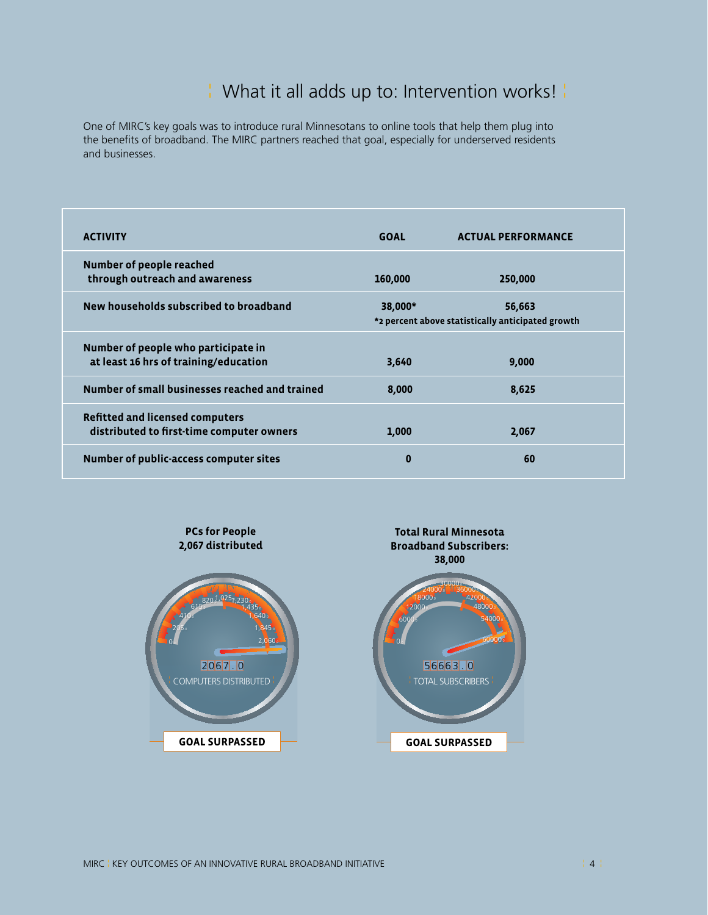# What it all adds up to: Intervention works!

One of MIRC's key goals was to introduce rural Minnesotans to online tools that help them plug into the benefits of broadband. The MIRC partners reached that goal, especially for underserved residents and businesses.

| ACTIVITY | GOAL | ACTUAL PERFORMANCE |
|---|---|---|
| **Number of people reached through outreach and awareness** | **160,000** | **250,000** |
| **New households subscribed to broadband** | **38,000*** | **56,663** |
| | **\*2 percent above statistically anticipated growth** | |
| **Number of people who participate in at least 16 hrs of training/education** | **3,640** | **9,000** |
| **Number of small businesses reached and trained** | **8,000** | **8,625** |
| **Refitted and licensed computers distributed to first-time computer owners** | **1,000** | **2,067** |
| **Number of public-access computer sites** | **0** | **60** |

**PCs for People**
**2,067 distributed**

2067.0
COMPUTERS DISTRIBUTED

**GOAL SURPASSED**

**Total Rural Minnesota Broadband Subscribers: 38,000**

56663.0
TOTAL SUBSCRIBERS

**GOAL SURPASSED**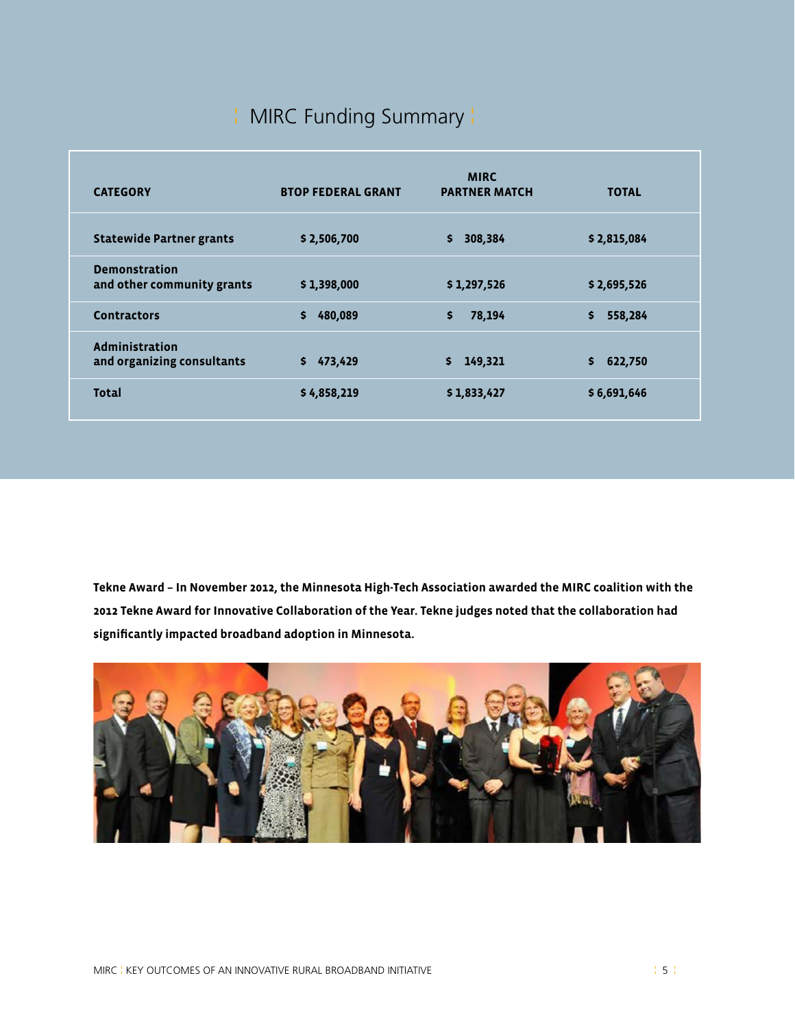## MIRC Funding Summary

| CATEGORY | BTOP FEDERAL GRANT | MIRC PARTNER MATCH | TOTAL |
|---|---|---|---|
| Statewide Partner grants | $ 2,506,700 | $ 308,384 | $ 2,815,084 |
| Demonstration and other community grants | $ 1,398,000 | $ 1,297,526 | $ 2,695,526 |
| Contractors | $ 480,089 | $ 78,194 | $ 558,284 |
| Administration and organizing consultants | $ 473,429 | $ 149,321 | $ 622,750 |
| Total | $ 4,858,219 | $ 1,833,427 | $ 6,691,646 |

**Tekne Award – In November 2012, the Minnesota High-Tech Association awarded the MIRC coalition with the 2012 Tekne Award for Innovative Collaboration of the Year. Tekne judges noted that the collaboration had significantly impacted broadband adoption in Minnesota.**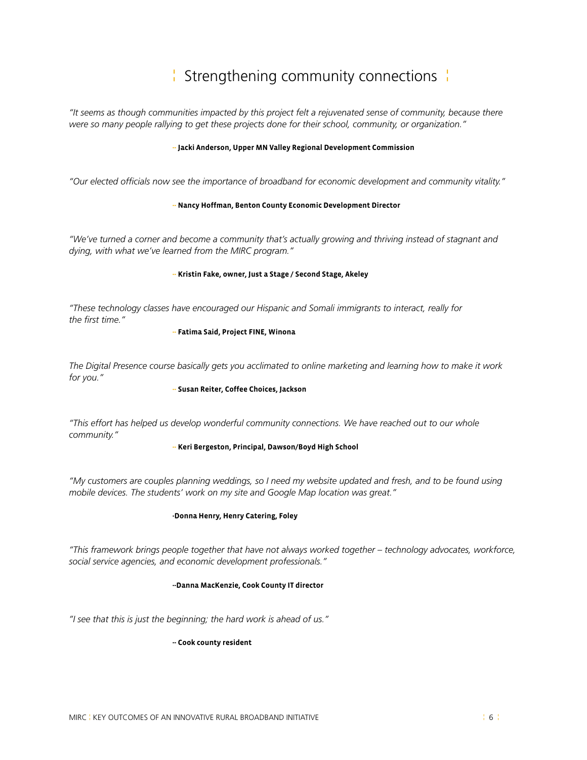# Strengthening community connections

*"It seems as though communities impacted by this project felt a rejuvenated sense of community, because there were so many people rallying to get these projects done for their school, community, or organization."*

**-- Jacki Anderson, Upper MN Valley Regional Development Commission**

*"Our elected officials now see the importance of broadband for economic development and community vitality."*

**-- Nancy Hoffman, Benton County Economic Development Director**

*"We've turned a corner and become a community that's actually growing and thriving instead of stagnant and dying, with what we've learned from the MIRC program."*

**-- Kristin Fake, owner, Just a Stage / Second Stage, Akeley**

*"These technology classes have encouraged our Hispanic and Somali immigrants to interact, really for the first time."*

**-- Fatima Said, Project FINE, Winona**

*The Digital Presence course basically gets you acclimated to online marketing and learning how to make it work for you."*

**-- Susan Reiter, Coffee Choices, Jackson**

*"This effort has helped us develop wonderful community connections. We have reached out to our whole community."*

**-- Keri Bergeston, Principal, Dawson/Boyd High School**

*"My customers are couples planning weddings, so I need my website updated and fresh, and to be found using mobile devices. The students' work on my site and Google Map location was great."*

**-Donna Henry, Henry Catering, Foley**

*"This framework brings people together that have not always worked together – technology advocates, workforce, social service agencies, and economic development professionals."*

**--Danna MacKenzie, Cook County IT director**

*"I see that this is just the beginning; the hard work is ahead of us."*

**-- Cook county resident**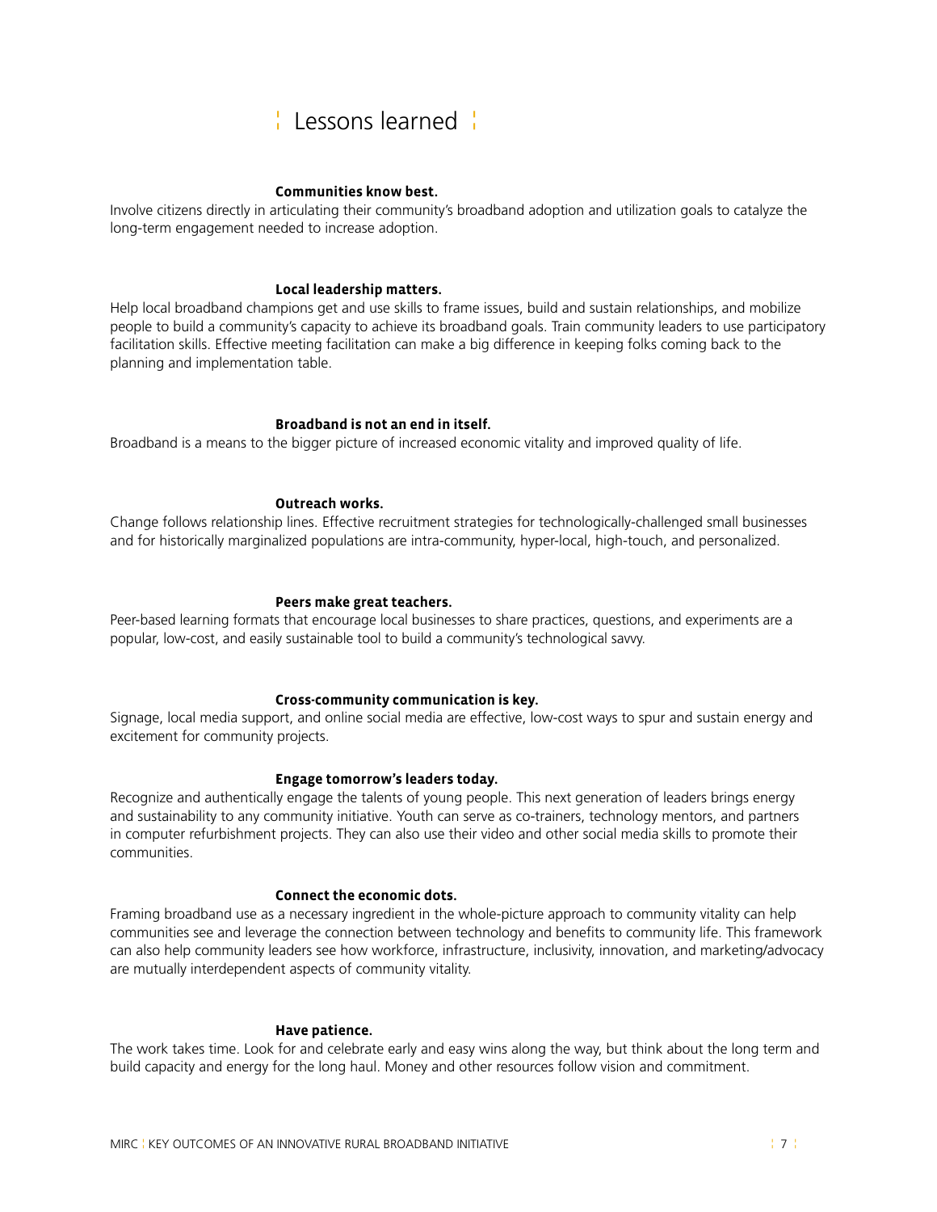# Lessons learned

**Communities know best.**

Involve citizens directly in articulating their community's broadband adoption and utilization goals to catalyze the long-term engagement needed to increase adoption.

**Local leadership matters.**

Help local broadband champions get and use skills to frame issues, build and sustain relationships, and mobilize people to build a community's capacity to achieve its broadband goals. Train community leaders to use participatory facilitation skills. Effective meeting facilitation can make a big difference in keeping folks coming back to the planning and implementation table.

**Broadband is not an end in itself.**

Broadband is a means to the bigger picture of increased economic vitality and improved quality of life.

**Outreach works.**

Change follows relationship lines. Effective recruitment strategies for technologically-challenged small businesses and for historically marginalized populations are intra-community, hyper-local, high-touch, and personalized.

**Peers make great teachers.**

Peer-based learning formats that encourage local businesses to share practices, questions, and experiments are a popular, low-cost, and easily sustainable tool to build a community's technological savvy.

**Cross-community communication is key.**

Signage, local media support, and online social media are effective, low-cost ways to spur and sustain energy and excitement for community projects.

**Engage tomorrow's leaders today.**

Recognize and authentically engage the talents of young people. This next generation of leaders brings energy and sustainability to any community initiative. Youth can serve as co-trainers, technology mentors, and partners in computer refurbishment projects. They can also use their video and other social media skills to promote their communities.

**Connect the economic dots.**

Framing broadband use as a necessary ingredient in the whole-picture approach to community vitality can help communities see and leverage the connection between technology and benefits to community life. This framework can also help community leaders see how workforce, infrastructure, inclusivity, innovation, and marketing/advocacy are mutually interdependent aspects of community vitality.

**Have patience.**

The work takes time. Look for and celebrate early and easy wins along the way, but think about the long term and build capacity and energy for the long haul. Money and other resources follow vision and commitment.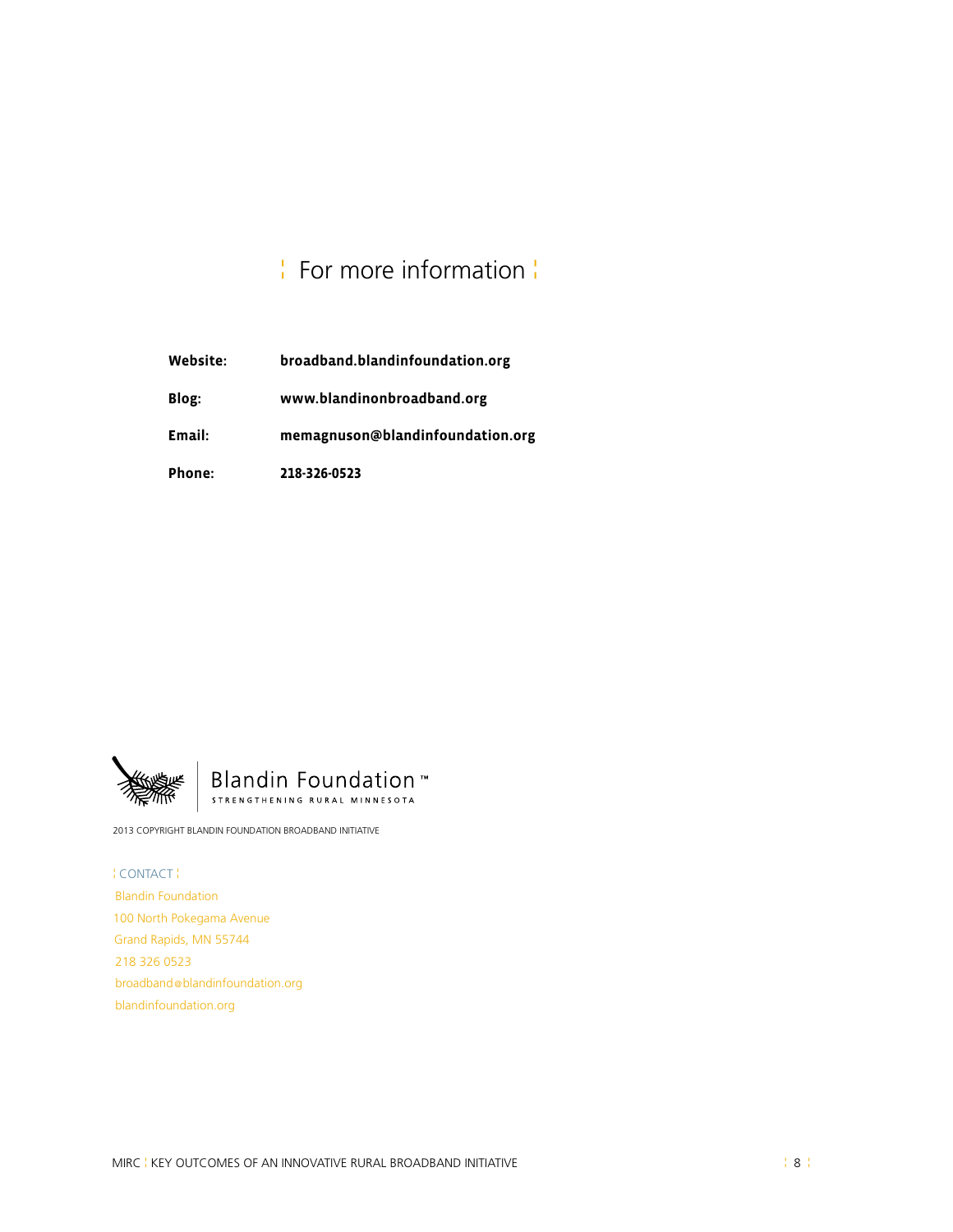## For more information

| | |
|---|---|
| **Website:** | **broadband.blandinfoundation.org** |
| **Blog:** | **www.blandinonbroadband.org** |
| **Email:** | **memagnuson@blandinfoundation.org** |
| **Phone:** | **218-326-0523** |

Blandin Foundation™
STRENGTHENING RURAL MINNESOTA

2013 COPYRIGHT BLANDIN FOUNDATION BROADBAND INITIATIVE

CONTACT

Blandin Foundation
100 North Pokegama Avenue
Grand Rapids, MN 55744
218 326 0523
broadband@blandinfoundation.org
blandinfoundation.org